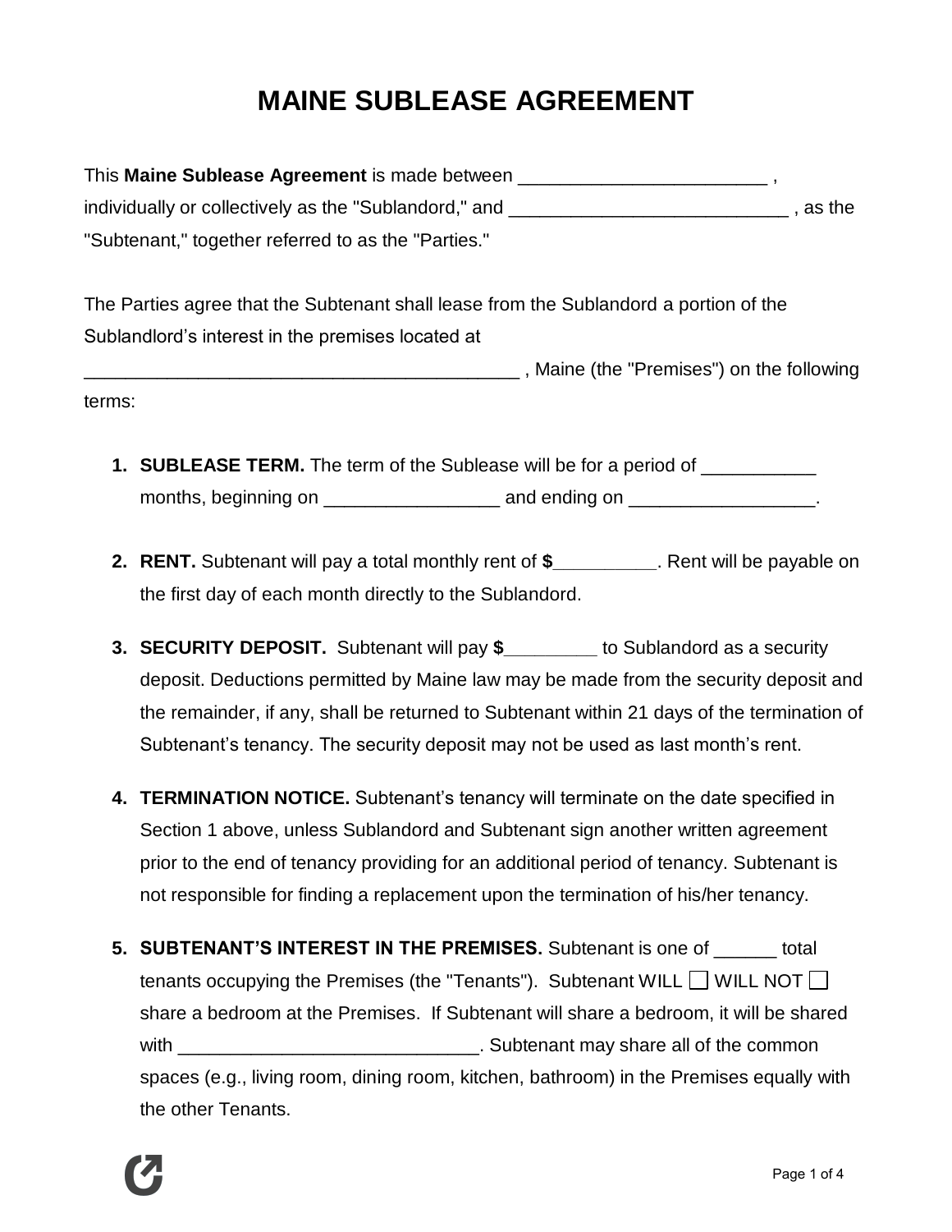# MAINE SUBLEASE AGREEMENT

This **Maine Sublease Agreement** is made between ________________________ , individually or collectively as the "Sublandord," and ___________________________ , as the "Subtenant," together referred to as the "Parties."

The Parties agree that the Subtenant shall lease from the Sublandord a portion of the Sublandlord's interest in the premises located at ____________________________________________ , Maine (the "Premises") on the following terms:

1. **SUBLEASE TERM.** The term of the Sublease will be for a period of ___________ months, beginning on _________________ and ending on __________________.

2. **RENT.** Subtenant will pay a total monthly rent of **$**__________. Rent will be payable on the first day of each month directly to the Sublandord.

3. **SECURITY DEPOSIT.** Subtenant will pay **$**_________ to Sublandord as a security deposit. Deductions permitted by Maine law may be made from the security deposit and the remainder, if any, shall be returned to Subtenant within 21 days of the termination of Subtenant's tenancy. The security deposit may not be used as last month's rent.

4. **TERMINATION NOTICE.** Subtenant's tenancy will terminate on the date specified in Section 1 above, unless Sublandord and Subtenant sign another written agreement prior to the end of tenancy providing for an additional period of tenancy. Subtenant is not responsible for finding a replacement upon the termination of his/her tenancy.

5. **SUBTENANT'S INTEREST IN THE PREMISES.** Subtenant is one of ______ total tenants occupying the Premises (the "Tenants"). Subtenant WILL ☐ WILL NOT ☐ share a bedroom at the Premises. If Subtenant will share a bedroom, it will be shared with _____________________________. Subtenant may share all of the common spaces (e.g., living room, dining room, kitchen, bathroom) in the Premises equally with the other Tenants.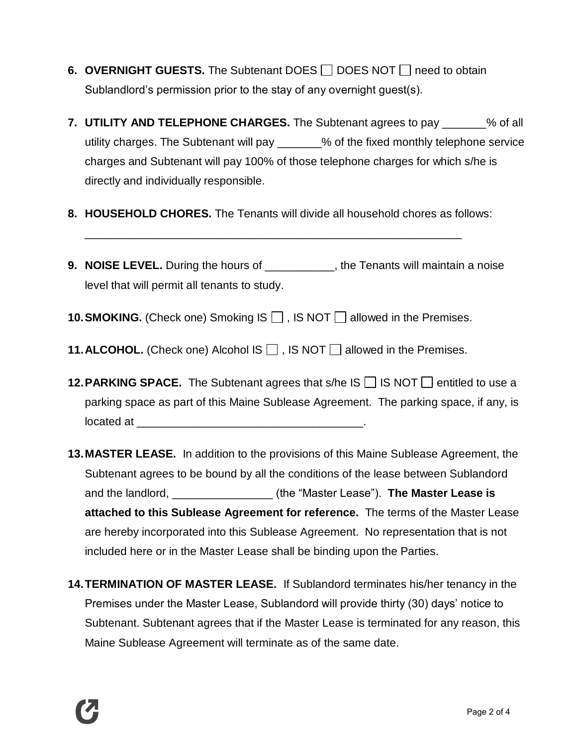6. **OVERNIGHT GUESTS.** The Subtenant DOES ☐ DOES NOT ☐ need to obtain Sublandlord's permission prior to the stay of any overnight guest(s).

7. **UTILITY AND TELEPHONE CHARGES.** The Subtenant agrees to pay _______% of all utility charges. The Subtenant will pay _______% of the fixed monthly telephone service charges and Subtenant will pay 100% of those telephone charges for which s/he is directly and individually responsible.

8. **HOUSEHOLD CHORES.** The Tenants will divide all household chores as follows: _______________________________________________________________

9. **NOISE LEVEL.** During the hours of ___________, the Tenants will maintain a noise level that will permit all tenants to study.

10. **SMOKING.** (Check one) Smoking IS ☐ , IS NOT ☐ allowed in the Premises.

11. **ALCOHOL.** (Check one) Alcohol IS ☐ , IS NOT ☐ allowed in the Premises.

12. **PARKING SPACE.** The Subtenant agrees that s/he IS ☐ IS NOT ☐ entitled to use a parking space as part of this Maine Sublease Agreement. The parking space, if any, is located at ____________________________________.

13. **MASTER LEASE.** In addition to the provisions of this Maine Sublease Agreement, the Subtenant agrees to be bound by all the conditions of the lease between Sublandord and the landlord, ________________ (the "Master Lease"). **The Master Lease is attached to this Sublease Agreement for reference.** The terms of the Master Lease are hereby incorporated into this Sublease Agreement. No representation that is not included here or in the Master Lease shall be binding upon the Parties.

14. **TERMINATION OF MASTER LEASE.** If Sublandord terminates his/her tenancy in the Premises under the Master Lease, Sublandord will provide thirty (30) days' notice to Subtenant. Subtenant agrees that if the Master Lease is terminated for any reason, this Maine Sublease Agreement will terminate as of the same date.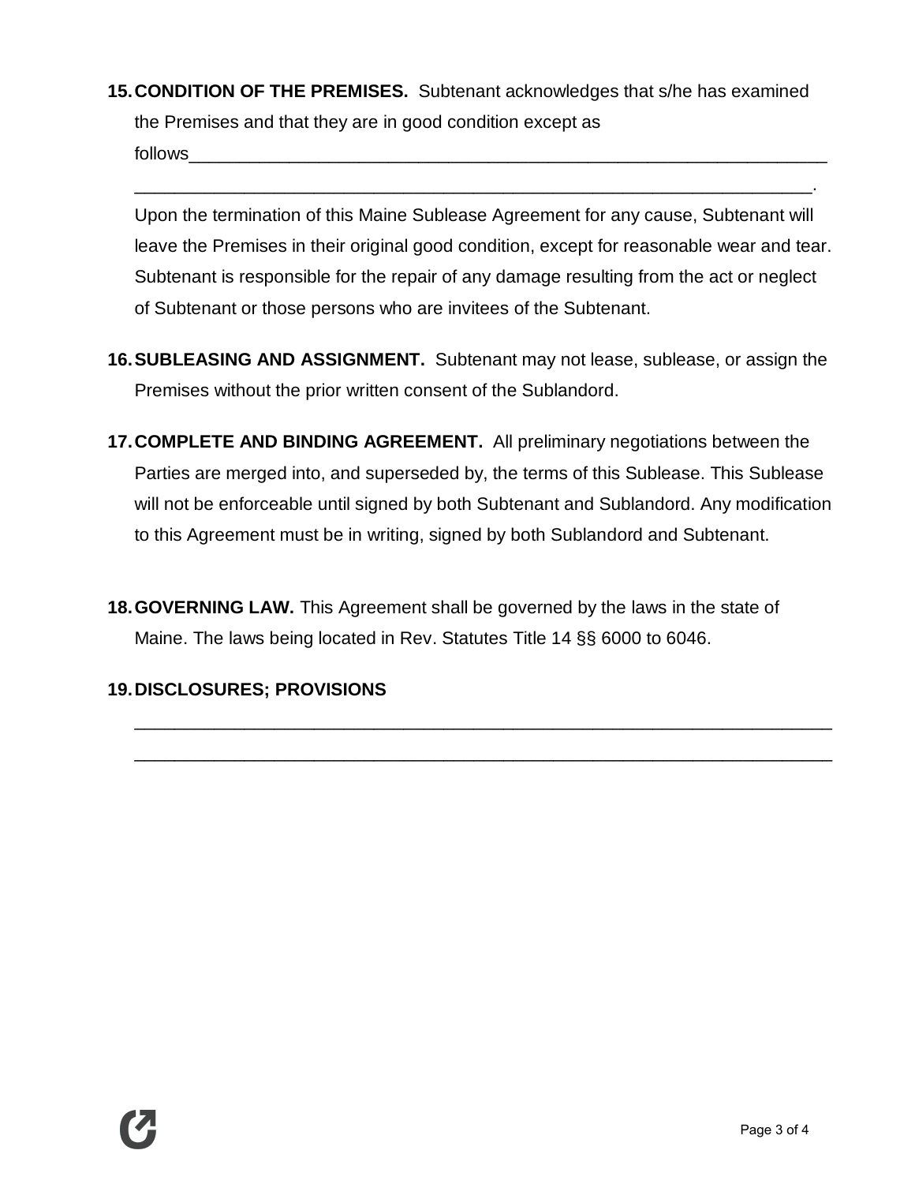15. **CONDITION OF THE PREMISES.** Subtenant acknowledges that s/he has examined the Premises and that they are in good condition except as follows____________________________________________________________________
_______________________________________________________________________.
Upon the termination of this Maine Sublease Agreement for any cause, Subtenant will leave the Premises in their original good condition, except for reasonable wear and tear. Subtenant is responsible for the repair of any damage resulting from the act or neglect of Subtenant or those persons who are invitees of the Subtenant.

16. **SUBLEASING AND ASSIGNMENT.** Subtenant may not lease, sublease, or assign the Premises without the prior written consent of the Sublandord.

17. **COMPLETE AND BINDING AGREEMENT.** All preliminary negotiations between the Parties are merged into, and superseded by, the terms of this Sublease. This Sublease will not be enforceable until signed by both Subtenant and Sublandord. Any modification to this Agreement must be in writing, signed by both Sublandord and Subtenant.

18. **GOVERNING LAW.** This Agreement shall be governed by the laws in the state of Maine. The laws being located in Rev. Statutes Title 14 §§ 6000 to 6046.

19. **DISCLOSURES; PROVISIONS**
_________________________________________________________________________
_________________________________________________________________________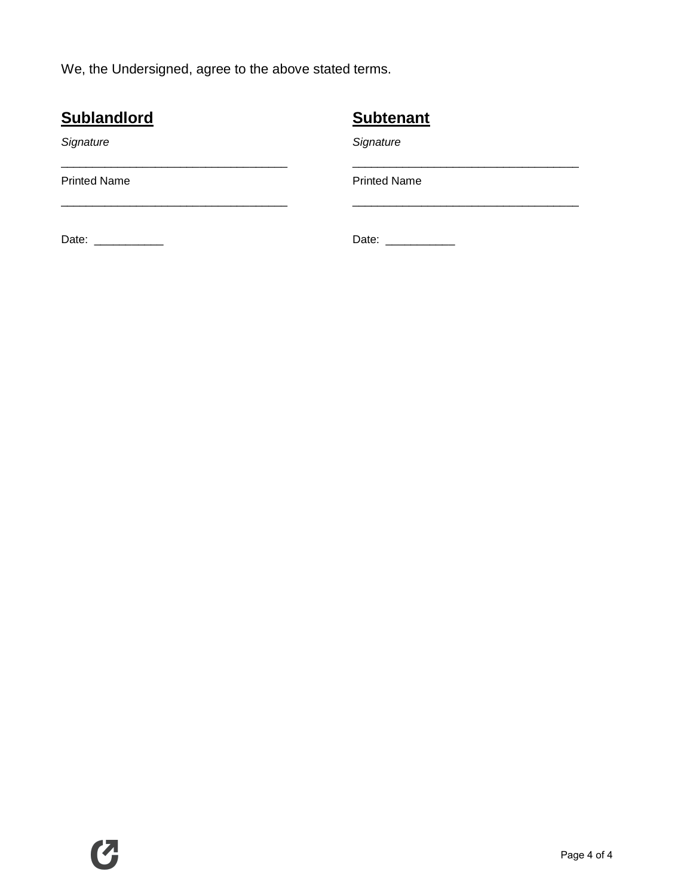We, the Undersigned, agree to the above stated terms.

**Sublandlord**

*Signature*

___________________________________

Printed Name

___________________________________

Date: ___________

**Subtenant**

*Signature*

___________________________________

Printed Name

___________________________________

Date: ___________